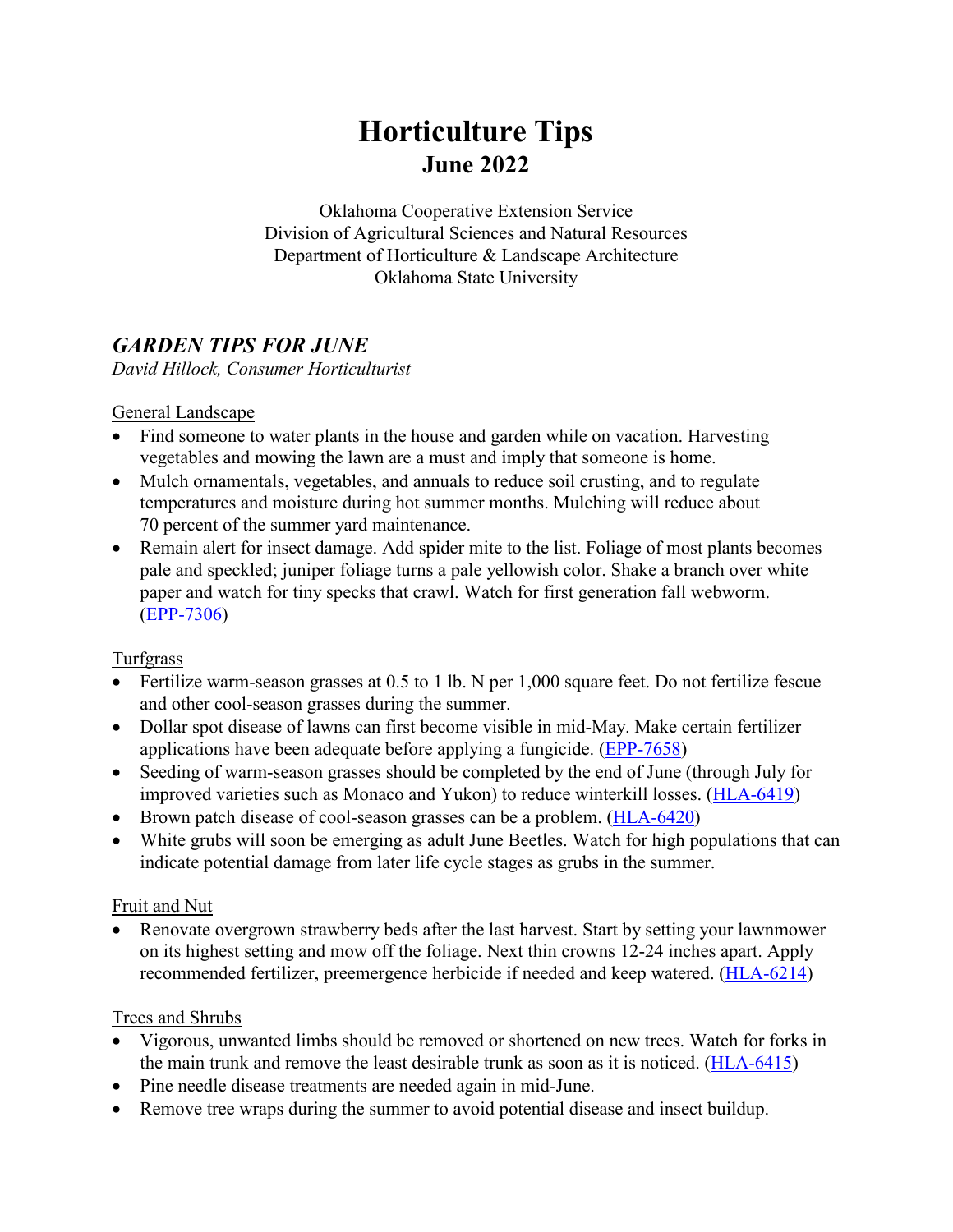# Horticulture Tips

## June 2022

Oklahoma Cooperative Extension Service
Division of Agricultural Sciences and Natural Resources
Department of Horticulture & Landscape Architecture
Oklahoma State University

## *GARDEN TIPS FOR JUNE*

*David Hillock, Consumer Horticulturist*

General Landscape

- Find someone to water plants in the house and garden while on vacation. Harvesting vegetables and mowing the lawn are a must and imply that someone is home.
- Mulch ornamentals, vegetables, and annuals to reduce soil crusting, and to regulate temperatures and moisture during hot summer months. Mulching will reduce about 70 percent of the summer yard maintenance.
- Remain alert for insect damage. Add spider mite to the list. Foliage of most plants becomes pale and speckled; juniper foliage turns a pale yellowish color. Shake a branch over white paper and watch for tiny specks that crawl. Watch for first generation fall webworm. (EPP-7306)

Turfgrass

- Fertilize warm-season grasses at 0.5 to 1 lb. N per 1,000 square feet. Do not fertilize fescue and other cool-season grasses during the summer.
- Dollar spot disease of lawns can first become visible in mid-May. Make certain fertilizer applications have been adequate before applying a fungicide. (EPP-7658)
- Seeding of warm-season grasses should be completed by the end of June (through July for improved varieties such as Monaco and Yukon) to reduce winterkill losses. (HLA-6419)
- Brown patch disease of cool-season grasses can be a problem. (HLA-6420)
- White grubs will soon be emerging as adult June Beetles. Watch for high populations that can indicate potential damage from later life cycle stages as grubs in the summer.

Fruit and Nut

- Renovate overgrown strawberry beds after the last harvest. Start by setting your lawnmower on its highest setting and mow off the foliage. Next thin crowns 12-24 inches apart. Apply recommended fertilizer, preemergence herbicide if needed and keep watered. (HLA-6214)

Trees and Shrubs

- Vigorous, unwanted limbs should be removed or shortened on new trees. Watch for forks in the main trunk and remove the least desirable trunk as soon as it is noticed. (HLA-6415)
- Pine needle disease treatments are needed again in mid-June.
- Remove tree wraps during the summer to avoid potential disease and insect buildup.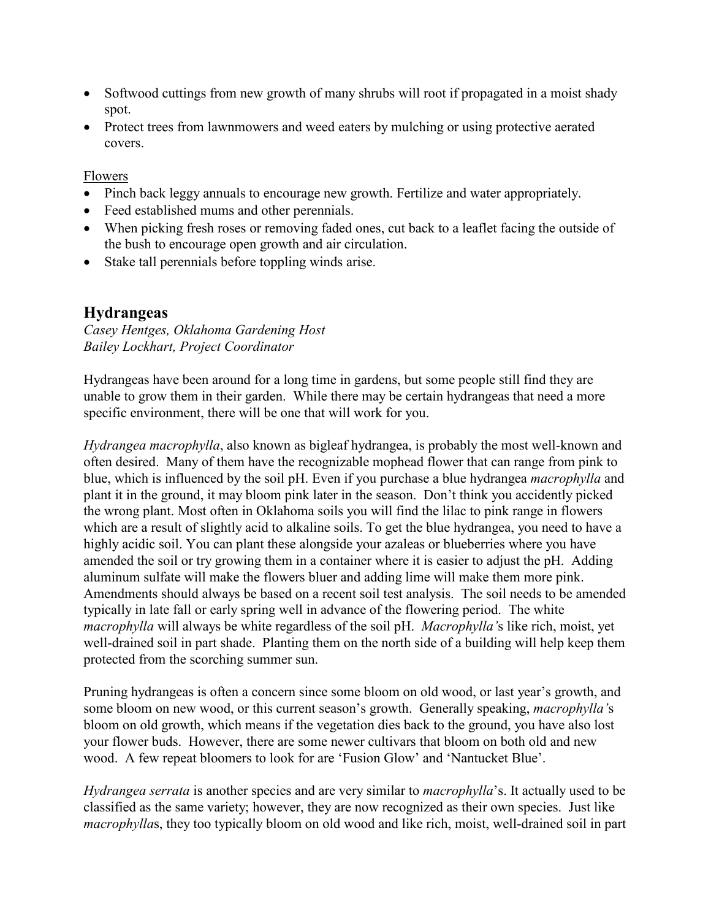- Softwood cuttings from new growth of many shrubs will root if propagated in a moist shady spot.
- Protect trees from lawnmowers and weed eaters by mulching or using protective aerated covers.

Flowers

- Pinch back leggy annuals to encourage new growth. Fertilize and water appropriately.
- Feed established mums and other perennials.
- When picking fresh roses or removing faded ones, cut back to a leaflet facing the outside of the bush to encourage open growth and air circulation.
- Stake tall perennials before toppling winds arise.

## Hydrangeas

*Casey Hentges, Oklahoma Gardening Host*
*Bailey Lockhart, Project Coordinator*

Hydrangeas have been around for a long time in gardens, but some people still find they are unable to grow them in their garden. While there may be certain hydrangeas that need a more specific environment, there will be one that will work for you.

*Hydrangea macrophylla*, also known as bigleaf hydrangea, is probably the most well-known and often desired. Many of them have the recognizable mophead flower that can range from pink to blue, which is influenced by the soil pH. Even if you purchase a blue hydrangea *macrophylla* and plant it in the ground, it may bloom pink later in the season. Don't think you accidently picked the wrong plant. Most often in Oklahoma soils you will find the lilac to pink range in flowers which are a result of slightly acid to alkaline soils. To get the blue hydrangea, you need to have a highly acidic soil. You can plant these alongside your azaleas or blueberries where you have amended the soil or try growing them in a container where it is easier to adjust the pH. Adding aluminum sulfate will make the flowers bluer and adding lime will make them more pink. Amendments should always be based on a recent soil test analysis. The soil needs to be amended typically in late fall or early spring well in advance of the flowering period. The white *macrophylla* will always be white regardless of the soil pH. *Macrophylla'*s like rich, moist, yet well-drained soil in part shade. Planting them on the north side of a building will help keep them protected from the scorching summer sun.

Pruning hydrangeas is often a concern since some bloom on old wood, or last year's growth, and some bloom on new wood, or this current season's growth. Generally speaking, *macrophylla'*s bloom on old growth, which means if the vegetation dies back to the ground, you have also lost your flower buds. However, there are some newer cultivars that bloom on both old and new wood. A few repeat bloomers to look for are 'Fusion Glow' and 'Nantucket Blue'.

*Hydrangea serrata* is another species and are very similar to *macrophylla*'s. It actually used to be classified as the same variety; however, they are now recognized as their own species. Just like *macrophylla*s, they too typically bloom on old wood and like rich, moist, well-drained soil in part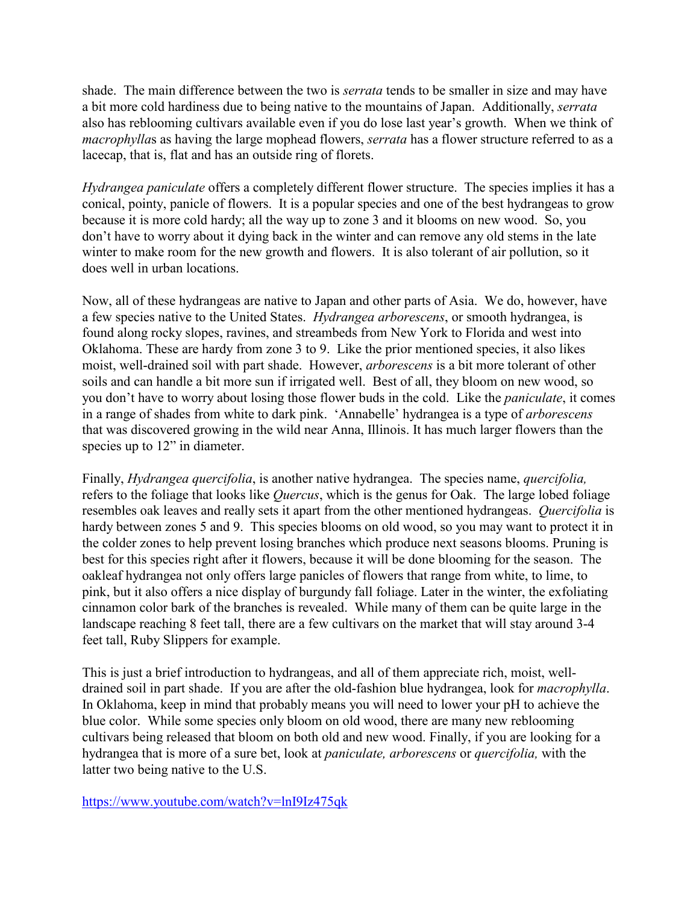shade. The main difference between the two is *serrata* tends to be smaller in size and may have a bit more cold hardiness due to being native to the mountains of Japan. Additionally, *serrata* also has reblooming cultivars available even if you do lose last year's growth. When we think of *macrophylla*s as having the large mophead flowers, *serrata* has a flower structure referred to as a lacecap, that is, flat and has an outside ring of florets.

*Hydrangea paniculate* offers a completely different flower structure. The species implies it has a conical, pointy, panicle of flowers. It is a popular species and one of the best hydrangeas to grow because it is more cold hardy; all the way up to zone 3 and it blooms on new wood. So, you don't have to worry about it dying back in the winter and can remove any old stems in the late winter to make room for the new growth and flowers. It is also tolerant of air pollution, so it does well in urban locations.

Now, all of these hydrangeas are native to Japan and other parts of Asia. We do, however, have a few species native to the United States. *Hydrangea arborescens*, or smooth hydrangea, is found along rocky slopes, ravines, and streambeds from New York to Florida and west into Oklahoma. These are hardy from zone 3 to 9. Like the prior mentioned species, it also likes moist, well-drained soil with part shade. However, *arborescens* is a bit more tolerant of other soils and can handle a bit more sun if irrigated well. Best of all, they bloom on new wood, so you don't have to worry about losing those flower buds in the cold. Like the *paniculate*, it comes in a range of shades from white to dark pink. 'Annabelle' hydrangea is a type of *arborescens* that was discovered growing in the wild near Anna, Illinois. It has much larger flowers than the species up to 12" in diameter.

Finally, *Hydrangea quercifolia*, is another native hydrangea. The species name, *quercifolia,* refers to the foliage that looks like *Quercus*, which is the genus for Oak. The large lobed foliage resembles oak leaves and really sets it apart from the other mentioned hydrangeas. *Quercifolia* is hardy between zones 5 and 9. This species blooms on old wood, so you may want to protect it in the colder zones to help prevent losing branches which produce next seasons blooms. Pruning is best for this species right after it flowers, because it will be done blooming for the season. The oakleaf hydrangea not only offers large panicles of flowers that range from white, to lime, to pink, but it also offers a nice display of burgundy fall foliage. Later in the winter, the exfoliating cinnamon color bark of the branches is revealed. While many of them can be quite large in the landscape reaching 8 feet tall, there are a few cultivars on the market that will stay around 3-4 feet tall, Ruby Slippers for example.

This is just a brief introduction to hydrangeas, and all of them appreciate rich, moist, well-drained soil in part shade. If you are after the old-fashion blue hydrangea, look for *macrophylla*. In Oklahoma, keep in mind that probably means you will need to lower your pH to achieve the blue color. While some species only bloom on old wood, there are many new reblooming cultivars being released that bloom on both old and new wood. Finally, if you are looking for a hydrangea that is more of a sure bet, look at *paniculate, arborescens* or *quercifolia,* with the latter two being native to the U.S.

https://www.youtube.com/watch?v=lnI9Iz475qk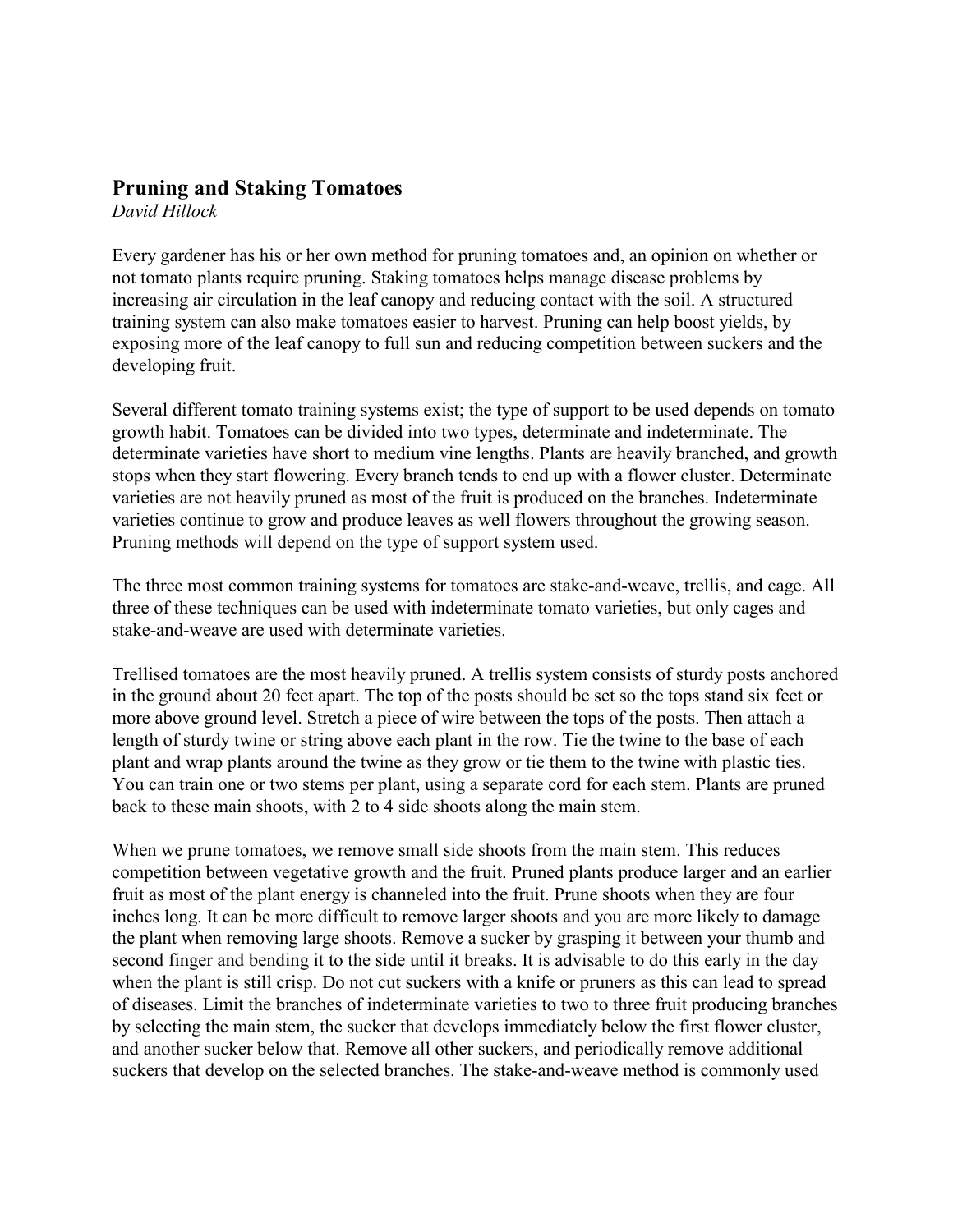## Pruning and Staking Tomatoes

*David Hillock*

Every gardener has his or her own method for pruning tomatoes and, an opinion on whether or not tomato plants require pruning. Staking tomatoes helps manage disease problems by increasing air circulation in the leaf canopy and reducing contact with the soil. A structured training system can also make tomatoes easier to harvest. Pruning can help boost yields, by exposing more of the leaf canopy to full sun and reducing competition between suckers and the developing fruit.

Several different tomato training systems exist; the type of support to be used depends on tomato growth habit. Tomatoes can be divided into two types, determinate and indeterminate. The determinate varieties have short to medium vine lengths. Plants are heavily branched, and growth stops when they start flowering. Every branch tends to end up with a flower cluster. Determinate varieties are not heavily pruned as most of the fruit is produced on the branches. Indeterminate varieties continue to grow and produce leaves as well flowers throughout the growing season. Pruning methods will depend on the type of support system used.

The three most common training systems for tomatoes are stake-and-weave, trellis, and cage. All three of these techniques can be used with indeterminate tomato varieties, but only cages and stake-and-weave are used with determinate varieties.

Trellised tomatoes are the most heavily pruned. A trellis system consists of sturdy posts anchored in the ground about 20 feet apart. The top of the posts should be set so the tops stand six feet or more above ground level. Stretch a piece of wire between the tops of the posts. Then attach a length of sturdy twine or string above each plant in the row. Tie the twine to the base of each plant and wrap plants around the twine as they grow or tie them to the twine with plastic ties. You can train one or two stems per plant, using a separate cord for each stem. Plants are pruned back to these main shoots, with 2 to 4 side shoots along the main stem.

When we prune tomatoes, we remove small side shoots from the main stem. This reduces competition between vegetative growth and the fruit. Pruned plants produce larger and an earlier fruit as most of the plant energy is channeled into the fruit. Prune shoots when they are four inches long. It can be more difficult to remove larger shoots and you are more likely to damage the plant when removing large shoots. Remove a sucker by grasping it between your thumb and second finger and bending it to the side until it breaks. It is advisable to do this early in the day when the plant is still crisp. Do not cut suckers with a knife or pruners as this can lead to spread of diseases. Limit the branches of indeterminate varieties to two to three fruit producing branches by selecting the main stem, the sucker that develops immediately below the first flower cluster, and another sucker below that. Remove all other suckers, and periodically remove additional suckers that develop on the selected branches. The stake-and-weave method is commonly used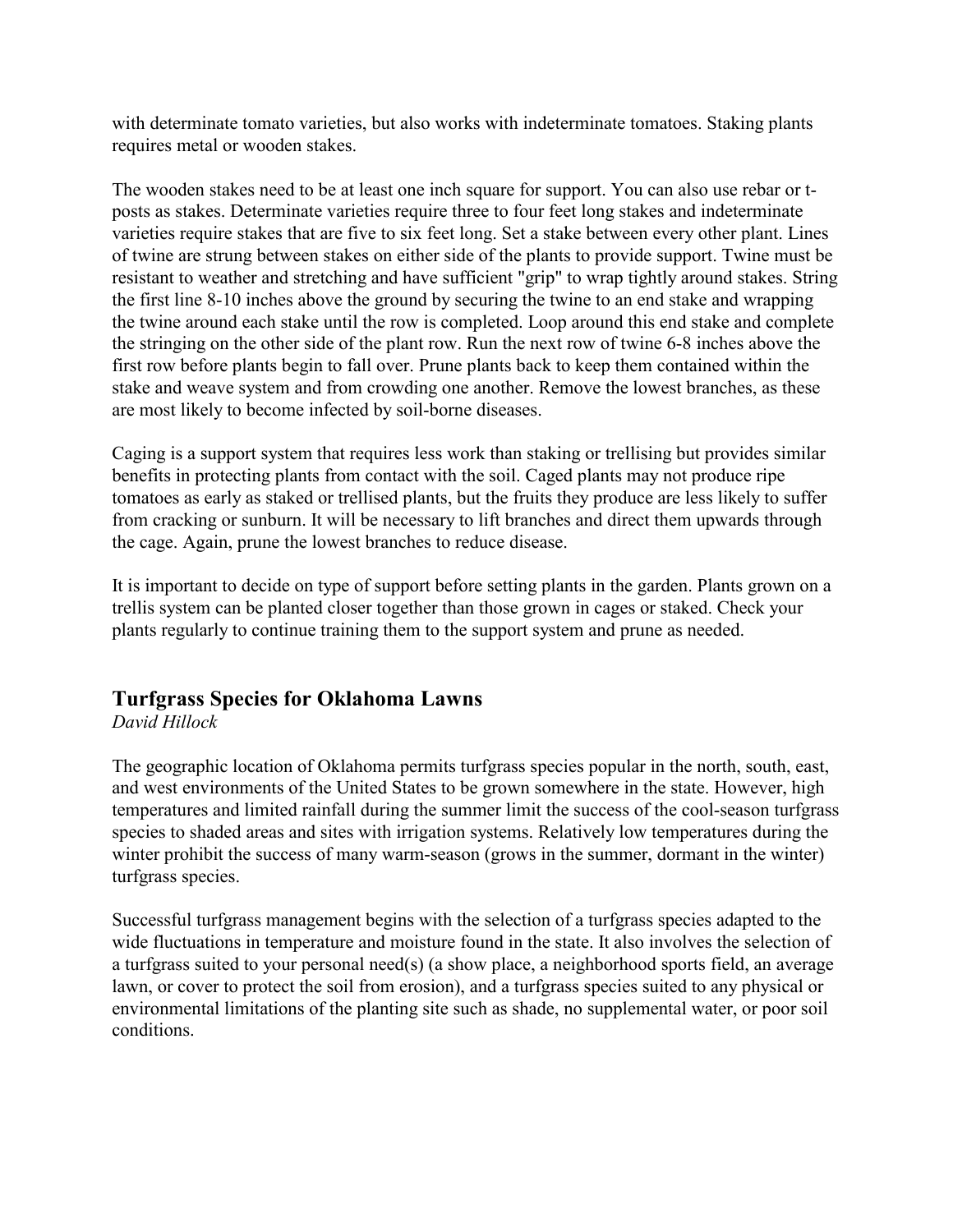with determinate tomato varieties, but also works with indeterminate tomatoes. Staking plants requires metal or wooden stakes.

The wooden stakes need to be at least one inch square for support. You can also use rebar or t-posts as stakes. Determinate varieties require three to four feet long stakes and indeterminate varieties require stakes that are five to six feet long. Set a stake between every other plant. Lines of twine are strung between stakes on either side of the plants to provide support. Twine must be resistant to weather and stretching and have sufficient "grip" to wrap tightly around stakes. String the first line 8-10 inches above the ground by securing the twine to an end stake and wrapping the twine around each stake until the row is completed. Loop around this end stake and complete the stringing on the other side of the plant row. Run the next row of twine 6-8 inches above the first row before plants begin to fall over. Prune plants back to keep them contained within the stake and weave system and from crowding one another. Remove the lowest branches, as these are most likely to become infected by soil-borne diseases.

Caging is a support system that requires less work than staking or trellising but provides similar benefits in protecting plants from contact with the soil. Caged plants may not produce ripe tomatoes as early as staked or trellised plants, but the fruits they produce are less likely to suffer from cracking or sunburn. It will be necessary to lift branches and direct them upwards through the cage. Again, prune the lowest branches to reduce disease.

It is important to decide on type of support before setting plants in the garden. Plants grown on a trellis system can be planted closer together than those grown in cages or staked. Check your plants regularly to continue training them to the support system and prune as needed.

## Turfgrass Species for Oklahoma Lawns

*David Hillock*

The geographic location of Oklahoma permits turfgrass species popular in the north, south, east, and west environments of the United States to be grown somewhere in the state. However, high temperatures and limited rainfall during the summer limit the success of the cool-season turfgrass species to shaded areas and sites with irrigation systems. Relatively low temperatures during the winter prohibit the success of many warm-season (grows in the summer, dormant in the winter) turfgrass species.

Successful turfgrass management begins with the selection of a turfgrass species adapted to the wide fluctuations in temperature and moisture found in the state. It also involves the selection of a turfgrass suited to your personal need(s) (a show place, a neighborhood sports field, an average lawn, or cover to protect the soil from erosion), and a turfgrass species suited to any physical or environmental limitations of the planting site such as shade, no supplemental water, or poor soil conditions.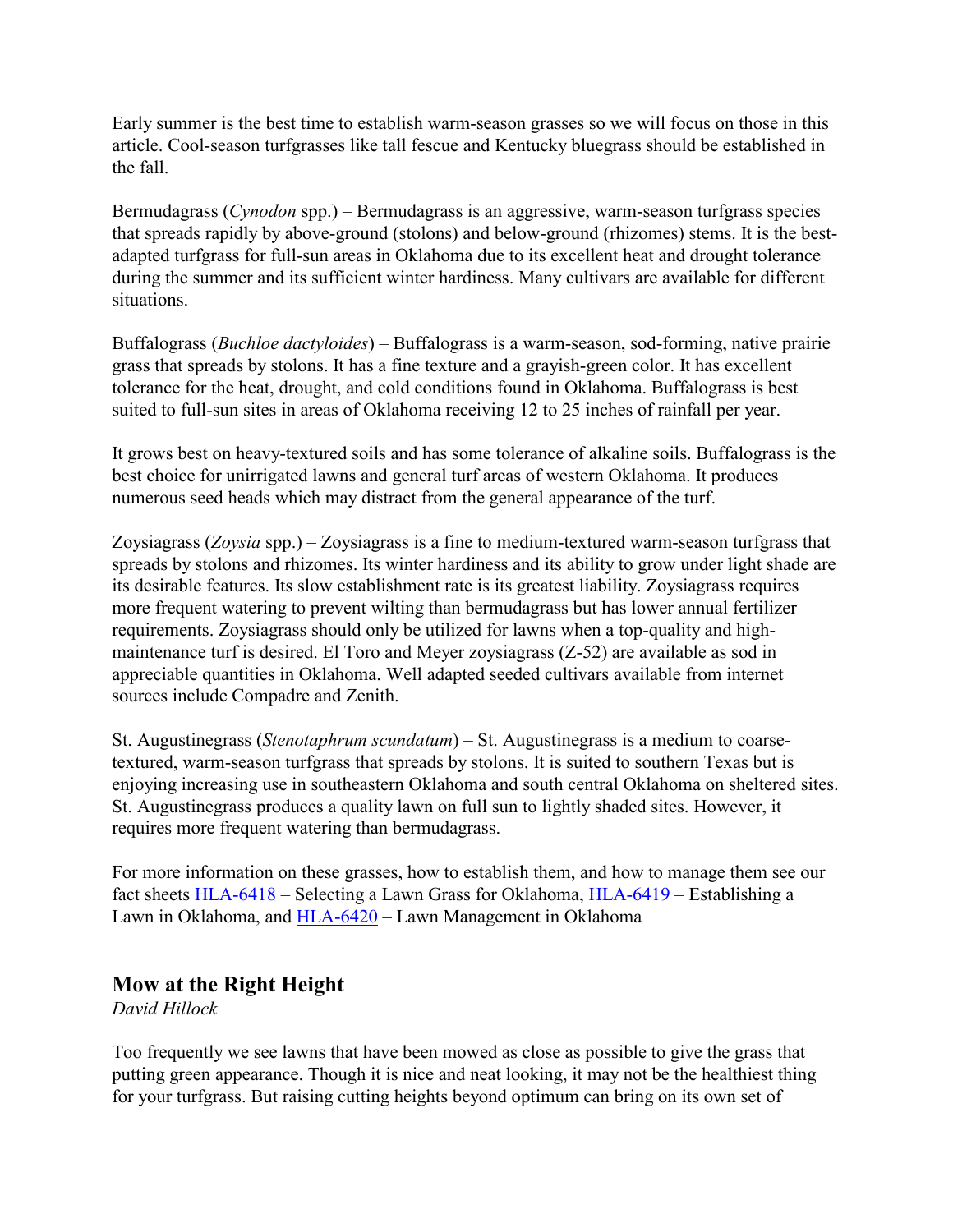Early summer is the best time to establish warm-season grasses so we will focus on those in this article. Cool-season turfgrasses like tall fescue and Kentucky bluegrass should be established in the fall.

Bermudagrass (*Cynodon* spp.) – Bermudagrass is an aggressive, warm-season turfgrass species that spreads rapidly by above-ground (stolons) and below-ground (rhizomes) stems. It is the best-adapted turfgrass for full-sun areas in Oklahoma due to its excellent heat and drought tolerance during the summer and its sufficient winter hardiness. Many cultivars are available for different situations.

Buffalograss (*Buchloe dactyloides*) – Buffalograss is a warm-season, sod-forming, native prairie grass that spreads by stolons. It has a fine texture and a grayish-green color. It has excellent tolerance for the heat, drought, and cold conditions found in Oklahoma. Buffalograss is best suited to full-sun sites in areas of Oklahoma receiving 12 to 25 inches of rainfall per year.

It grows best on heavy-textured soils and has some tolerance of alkaline soils. Buffalograss is the best choice for unirrigated lawns and general turf areas of western Oklahoma. It produces numerous seed heads which may distract from the general appearance of the turf.

Zoysiagrass (*Zoysia* spp.) – Zoysiagrass is a fine to medium-textured warm-season turfgrass that spreads by stolons and rhizomes. Its winter hardiness and its ability to grow under light shade are its desirable features. Its slow establishment rate is its greatest liability. Zoysiagrass requires more frequent watering to prevent wilting than bermudagrass but has lower annual fertilizer requirements. Zoysiagrass should only be utilized for lawns when a top-quality and high-maintenance turf is desired. El Toro and Meyer zoysiagrass (Z-52) are available as sod in appreciable quantities in Oklahoma. Well adapted seeded cultivars available from internet sources include Compadre and Zenith.

St. Augustinegrass (*Stenotaphrum scundatum*) – St. Augustinegrass is a medium to coarse-textured, warm-season turfgrass that spreads by stolons. It is suited to southern Texas but is enjoying increasing use in southeastern Oklahoma and south central Oklahoma on sheltered sites. St. Augustinegrass produces a quality lawn on full sun to lightly shaded sites. However, it requires more frequent watering than bermudagrass.

For more information on these grasses, how to establish them, and how to manage them see our fact sheets HLA-6418 – Selecting a Lawn Grass for Oklahoma, HLA-6419 – Establishing a Lawn in Oklahoma, and HLA-6420 – Lawn Management in Oklahoma

## Mow at the Right Height

*David Hillock*

Too frequently we see lawns that have been mowed as close as possible to give the grass that putting green appearance. Though it is nice and neat looking, it may not be the healthiest thing for your turfgrass. But raising cutting heights beyond optimum can bring on its own set of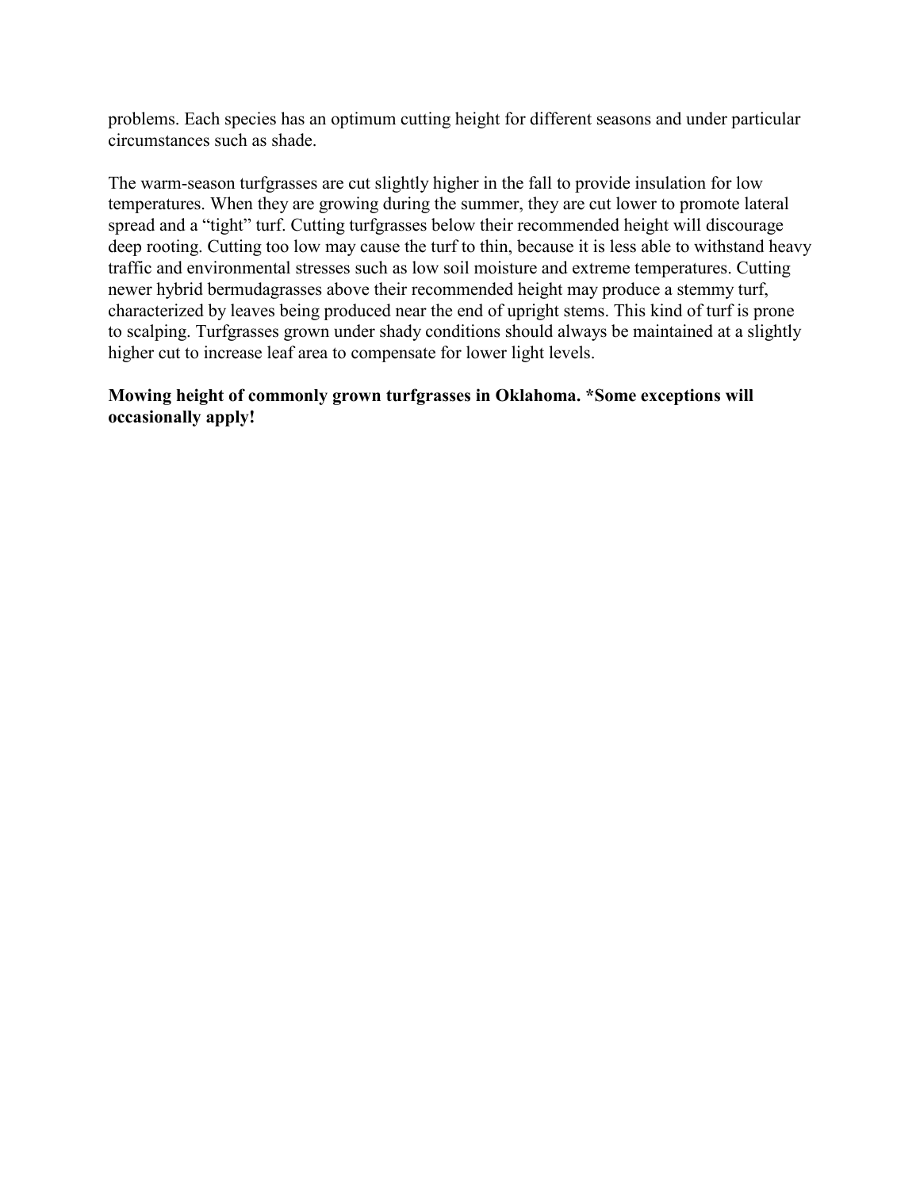problems. Each species has an optimum cutting height for different seasons and under particular circumstances such as shade.

The warm-season turfgrasses are cut slightly higher in the fall to provide insulation for low temperatures. When they are growing during the summer, they are cut lower to promote lateral spread and a “tight” turf. Cutting turfgrasses below their recommended height will discourage deep rooting. Cutting too low may cause the turf to thin, because it is less able to withstand heavy traffic and environmental stresses such as low soil moisture and extreme temperatures. Cutting newer hybrid bermudagrasses above their recommended height may produce a stemmy turf, characterized by leaves being produced near the end of upright stems. This kind of turf is prone to scalping. Turfgrasses grown under shady conditions should always be maintained at a slightly higher cut to increase leaf area to compensate for lower light levels.

**Mowing height of commonly grown turfgrasses in Oklahoma. *Some exceptions will occasionally apply!**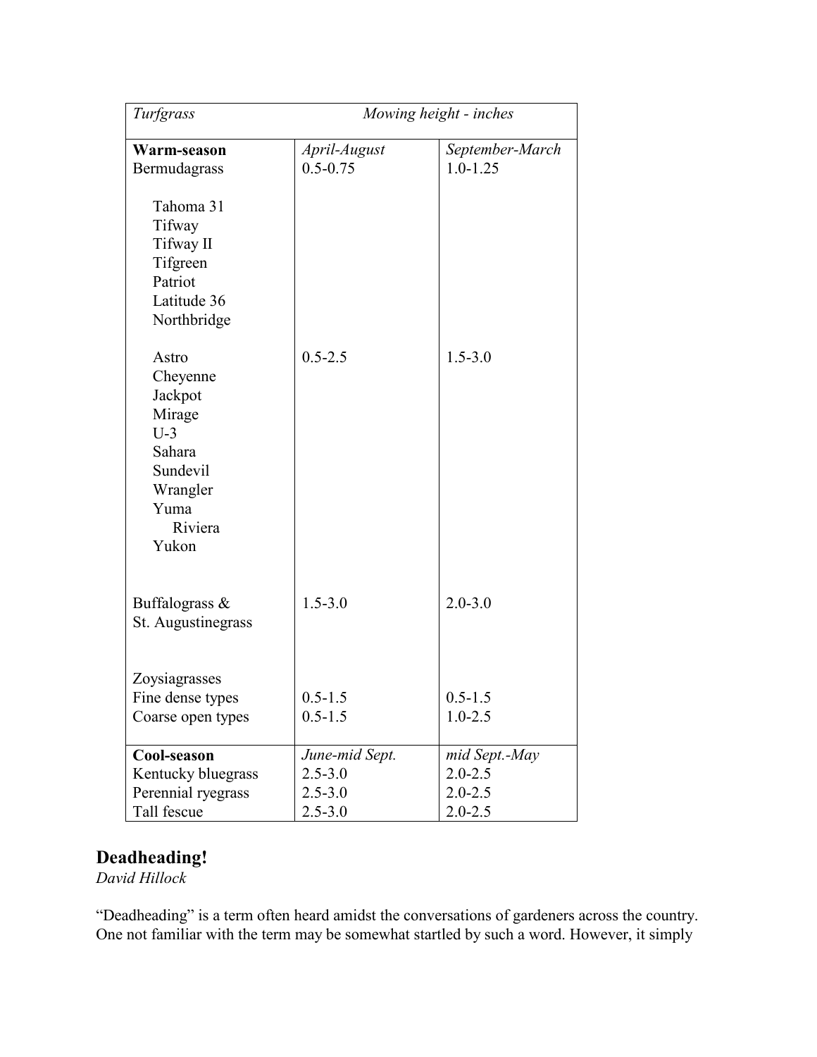| *Turfgrass* | *Mowing height - inches* | |
|---|---|---|
| **Warm-season** | *April-August* | *September-March* |
| Bermudagrass | 0.5-0.75 | 1.0-1.25 |
| Tahoma 31 | | |
| Tifway | | |
| Tifway II | | |
| Tifgreen | | |
| Patriot | | |
| Latitude 36 | | |
| Northbridge | | |
| Astro | 0.5-2.5 | 1.5-3.0 |
| Cheyenne | | |
| Jackpot | | |
| Mirage | | |
| U-3 | | |
| Sahara | | |
| Sundevil | | |
| Wrangler | | |
| Yuma | | |
| Riviera | | |
| Yukon | | |
| Buffalograss & St. Augustinegrass | 1.5-3.0 | 2.0-3.0 |
| Zoysiagrasses | | |
| Fine dense types | 0.5-1.5 | 0.5-1.5 |
| Coarse open types | 0.5-1.5 | 1.0-2.5 |
| **Cool-season** | *June-mid Sept.* | *mid Sept.-May* |
| Kentucky bluegrass | 2.5-3.0 | 2.0-2.5 |
| Perennial ryegrass | 2.5-3.0 | 2.0-2.5 |
| Tall fescue | 2.5-3.0 | 2.0-2.5 |

## Deadheading!

*David Hillock*

"Deadheading" is a term often heard amidst the conversations of gardeners across the country. One not familiar with the term may be somewhat startled by such a word. However, it simply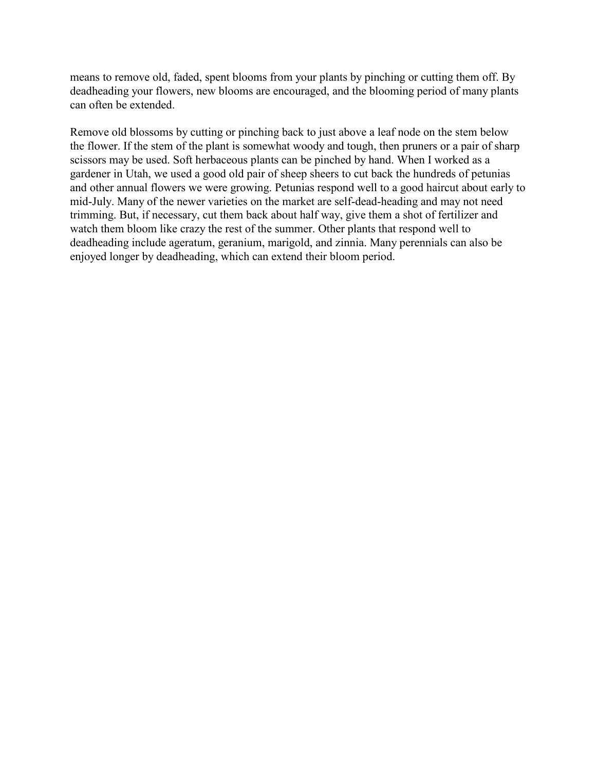means to remove old, faded, spent blooms from your plants by pinching or cutting them off. By deadheading your flowers, new blooms are encouraged, and the blooming period of many plants can often be extended.

Remove old blossoms by cutting or pinching back to just above a leaf node on the stem below the flower. If the stem of the plant is somewhat woody and tough, then pruners or a pair of sharp scissors may be used. Soft herbaceous plants can be pinched by hand. When I worked as a gardener in Utah, we used a good old pair of sheep sheers to cut back the hundreds of petunias and other annual flowers we were growing. Petunias respond well to a good haircut about early to mid-July. Many of the newer varieties on the market are self-dead-heading and may not need trimming. But, if necessary, cut them back about half way, give them a shot of fertilizer and watch them bloom like crazy the rest of the summer. Other plants that respond well to deadheading include ageratum, geranium, marigold, and zinnia. Many perennials can also be enjoyed longer by deadheading, which can extend their bloom period.